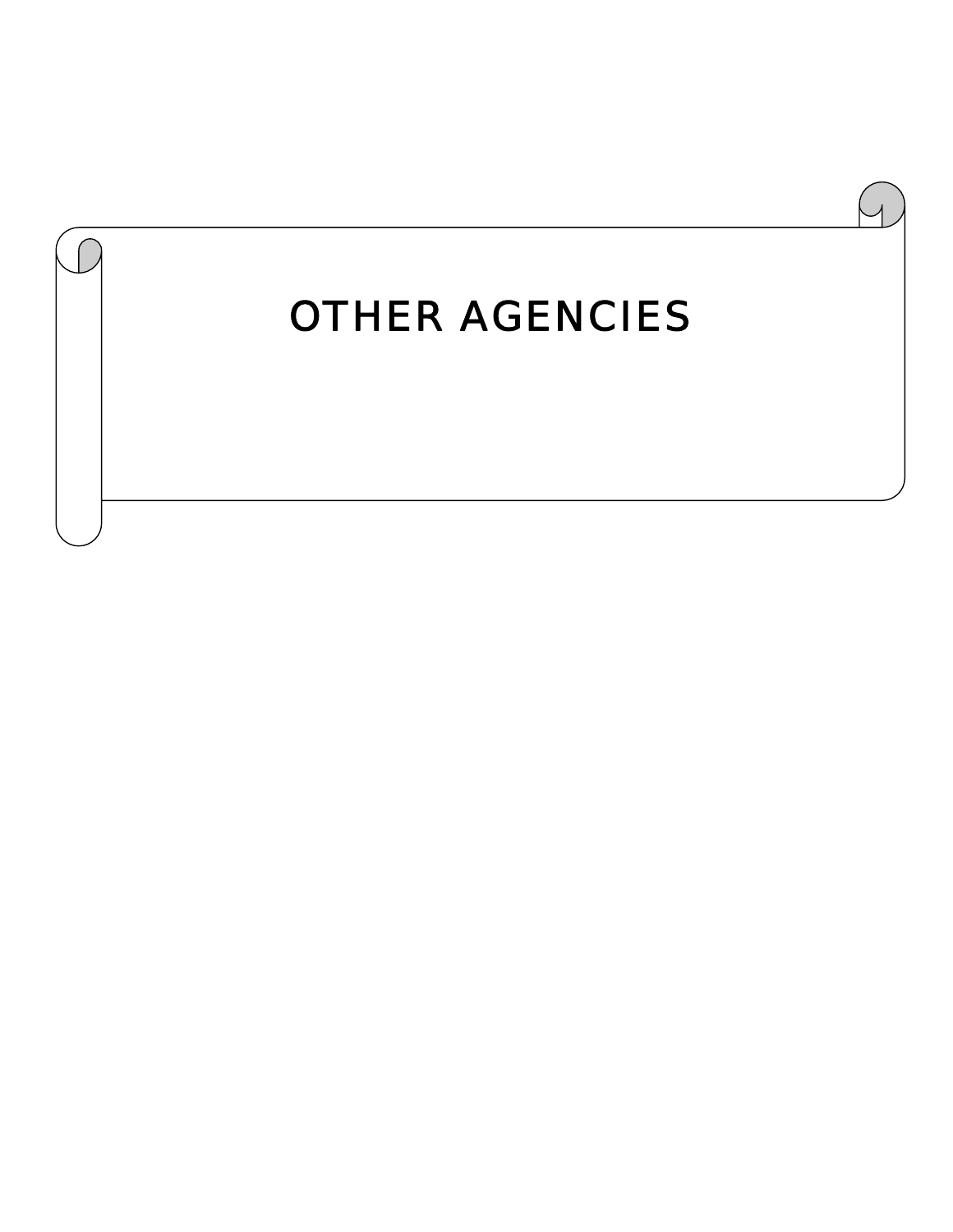# OTHER AGENCIES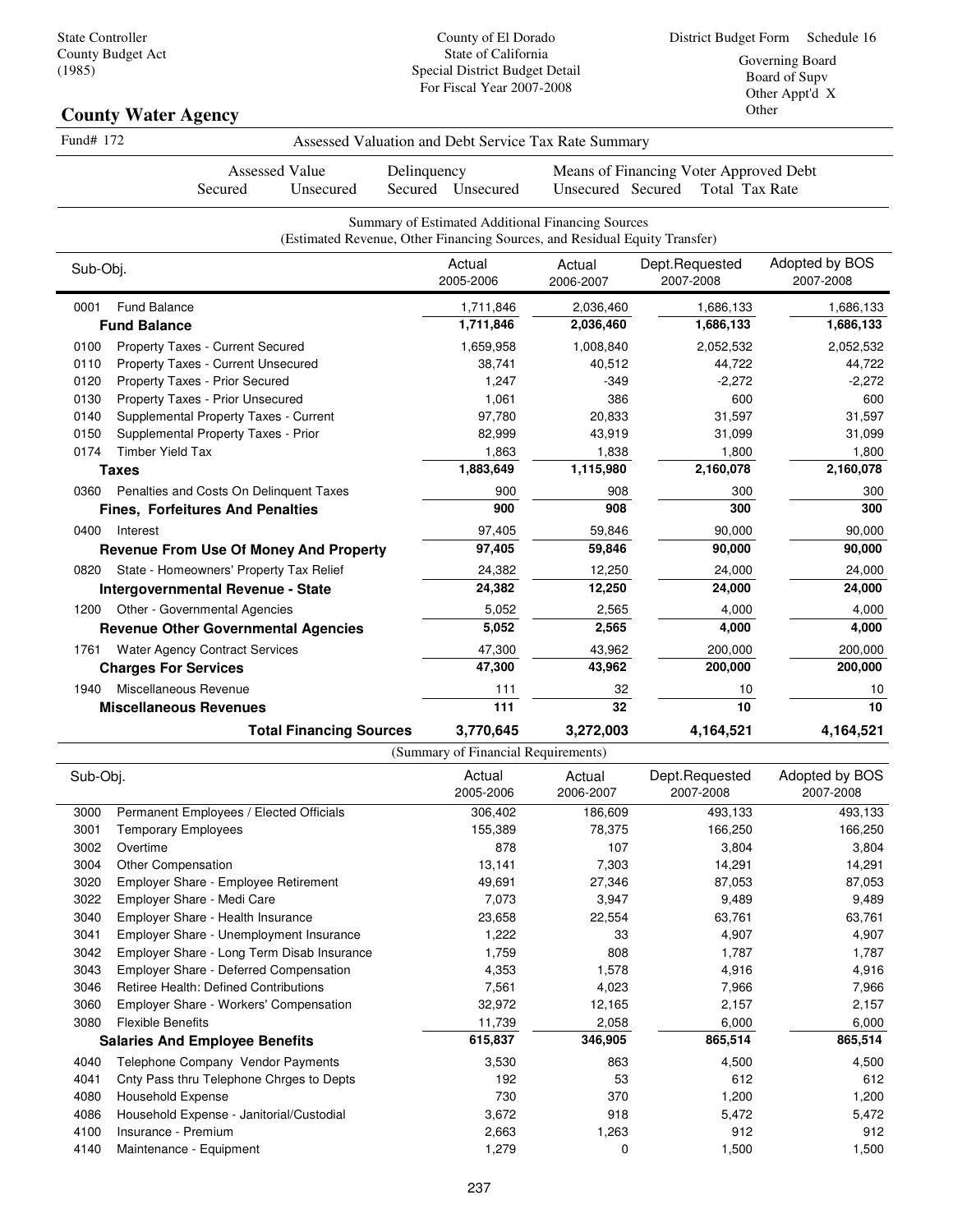State Controller
County Budget Act
(1985)

County of El Dorado
State of California
Special District Budget Detail
For Fiscal Year 2007-2008

District Budget Form Schedule 16

Governing Board
Board of Supv
Other Appt'd X
Other

## County Water Agency

Fund# 172 — Assessed Valuation and Debt Service Tax Rate Summary

| Assessed Value | | Delinquency | | Means of Financing Voter Approved Debt | | |
|---|---|---|---|---|---|---|
| Secured | Unsecured | Secured | Unsecured | Unsecured | Secured | Total Tax Rate |

### Summary of Estimated Additional Financing Sources
(Estimated Revenue, Other Financing Sources, and Residual Equity Transfer)

| Sub-Obj. | | Actual 2005-2006 | Actual 2006-2007 | Dept.Requested 2007-2008 | Adopted by BOS 2007-2008 |
|---|---|---|---|---|---|
| 0001 | Fund Balance | 1,711,846 | 2,036,460 | 1,686,133 | 1,686,133 |
| | **Fund Balance** | **1,711,846** | **2,036,460** | **1,686,133** | **1,686,133** |
| 0100 | Property Taxes - Current Secured | 1,659,958 | 1,008,840 | 2,052,532 | 2,052,532 |
| 0110 | Property Taxes - Current Unsecured | 38,741 | 40,512 | 44,722 | 44,722 |
| 0120 | Property Taxes - Prior Secured | 1,247 | -349 | -2,272 | -2,272 |
| 0130 | Property Taxes - Prior Unsecured | 1,061 | 386 | 600 | 600 |
| 0140 | Supplemental Property Taxes - Current | 97,780 | 20,833 | 31,597 | 31,597 |
| 0150 | Supplemental Property Taxes - Prior | 82,999 | 43,919 | 31,099 | 31,099 |
| 0174 | Timber Yield Tax | 1,863 | 1,838 | 1,800 | 1,800 |
| | **Taxes** | **1,883,649** | **1,115,980** | **2,160,078** | **2,160,078** |
| 0360 | Penalties and Costs On Delinquent Taxes | 900 | 908 | 300 | 300 |
| | **Fines, Forfeitures And Penalties** | **900** | **908** | **300** | **300** |
| 0400 | Interest | 97,405 | 59,846 | 90,000 | 90,000 |
| | **Revenue From Use Of Money And Property** | **97,405** | **59,846** | **90,000** | **90,000** |
| 0820 | State - Homeowners' Property Tax Relief | 24,382 | 12,250 | 24,000 | 24,000 |
| | **Intergovernmental Revenue - State** | **24,382** | **12,250** | **24,000** | **24,000** |
| 1200 | Other - Governmental Agencies | 5,052 | 2,565 | 4,000 | 4,000 |
| | **Revenue Other Governmental Agencies** | **5,052** | **2,565** | **4,000** | **4,000** |
| 1761 | Water Agency Contract Services | 47,300 | 43,962 | 200,000 | 200,000 |
| | **Charges For Services** | **47,300** | **43,962** | **200,000** | **200,000** |
| 1940 | Miscellaneous Revenue | 111 | 32 | 10 | 10 |
| | **Miscellaneous Revenues** | **111** | **32** | **10** | **10** |
| | **Total Financing Sources** | **3,770,645** | **3,272,003** | **4,164,521** | **4,164,521** |

### (Summary of Financial Requirements)

| Sub-Obj. | | Actual 2005-2006 | Actual 2006-2007 | Dept.Requested 2007-2008 | Adopted by BOS 2007-2008 |
|---|---|---|---|---|---|
| 3000 | Permanent Employees / Elected Officials | 306,402 | 186,609 | 493,133 | 493,133 |
| 3001 | Temporary Employees | 155,389 | 78,375 | 166,250 | 166,250 |
| 3002 | Overtime | 878 | 107 | 3,804 | 3,804 |
| 3004 | Other Compensation | 13,141 | 7,303 | 14,291 | 14,291 |
| 3020 | Employer Share - Employee Retirement | 49,691 | 27,346 | 87,053 | 87,053 |
| 3022 | Employer Share - Medi Care | 7,073 | 3,947 | 9,489 | 9,489 |
| 3040 | Employer Share - Health Insurance | 23,658 | 22,554 | 63,761 | 63,761 |
| 3041 | Employer Share - Unemployment Insurance | 1,222 | 33 | 4,907 | 4,907 |
| 3042 | Employer Share - Long Term Disab Insurance | 1,759 | 808 | 1,787 | 1,787 |
| 3043 | Employer Share - Deferred Compensation | 4,353 | 1,578 | 4,916 | 4,916 |
| 3046 | Retiree Health: Defined Contributions | 7,561 | 4,023 | 7,966 | 7,966 |
| 3060 | Employer Share - Workers' Compensation | 32,972 | 12,165 | 2,157 | 2,157 |
| 3080 | Flexible Benefits | 11,739 | 2,058 | 6,000 | 6,000 |
| | **Salaries And Employee Benefits** | **615,837** | **346,905** | **865,514** | **865,514** |
| 4040 | Telephone Company Vendor Payments | 3,530 | 863 | 4,500 | 4,500 |
| 4041 | Cnty Pass thru Telephone Chrges to Depts | 192 | 53 | 612 | 612 |
| 4080 | Household Expense | 730 | 370 | 1,200 | 1,200 |
| 4086 | Household Expense - Janitorial/Custodial | 3,672 | 918 | 5,472 | 5,472 |
| 4100 | Insurance - Premium | 2,663 | 1,263 | 912 | 912 |
| 4140 | Maintenance - Equipment | 1,279 | 0 | 1,500 | 1,500 |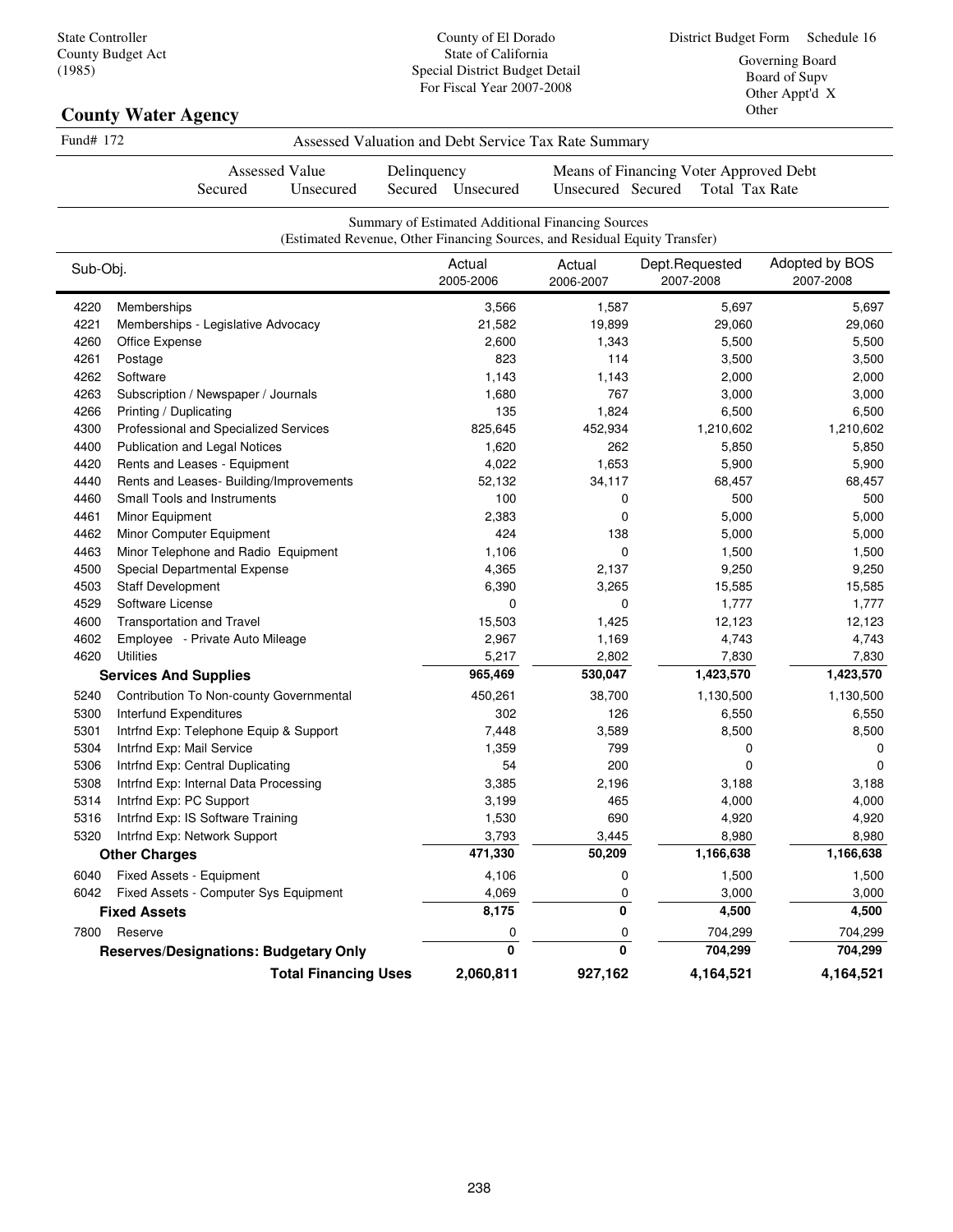State Controller
County Budget Act
(1985)

County of El Dorado
State of California
Special District Budget Detail
For Fiscal Year 2007-2008

District Budget Form Schedule 16

Governing Board
Board of Supv
Other Appt'd X
Other

## County Water Agency

Fund# 172 Assessed Valuation and Debt Service Tax Rate Summary

| Assessed Value | | Delinquency | | Means of Financing Voter Approved Debt | | |
|---|---|---|---|---|---|---|
| Secured | Unsecured | Secured | Unsecured | Unsecured | Secured | Total Tax Rate |

Summary of Estimated Additional Financing Sources
(Estimated Revenue, Other Financing Sources, and Residual Equity Transfer)

| Sub-Obj. | | Actual 2005-2006 | Actual 2006-2007 | Dept.Requested 2007-2008 | Adopted by BOS 2007-2008 |
|---|---|---|---|---|---|
| 4220 | Memberships | 3,566 | 1,587 | 5,697 | 5,697 |
| 4221 | Memberships - Legislative Advocacy | 21,582 | 19,899 | 29,060 | 29,060 |
| 4260 | Office Expense | 2,600 | 1,343 | 5,500 | 5,500 |
| 4261 | Postage | 823 | 114 | 3,500 | 3,500 |
| 4262 | Software | 1,143 | 1,143 | 2,000 | 2,000 |
| 4263 | Subscription / Newspaper / Journals | 1,680 | 767 | 3,000 | 3,000 |
| 4266 | Printing / Duplicating | 135 | 1,824 | 6,500 | 6,500 |
| 4300 | Professional and Specialized Services | 825,645 | 452,934 | 1,210,602 | 1,210,602 |
| 4400 | Publication and Legal Notices | 1,620 | 262 | 5,850 | 5,850 |
| 4420 | Rents and Leases - Equipment | 4,022 | 1,653 | 5,900 | 5,900 |
| 4440 | Rents and Leases- Building/Improvements | 52,132 | 34,117 | 68,457 | 68,457 |
| 4460 | Small Tools and Instruments | 100 | 0 | 500 | 500 |
| 4461 | Minor Equipment | 2,383 | 0 | 5,000 | 5,000 |
| 4462 | Minor Computer Equipment | 424 | 138 | 5,000 | 5,000 |
| 4463 | Minor Telephone and Radio Equipment | 1,106 | 0 | 1,500 | 1,500 |
| 4500 | Special Departmental Expense | 4,365 | 2,137 | 9,250 | 9,250 |
| 4503 | Staff Development | 6,390 | 3,265 | 15,585 | 15,585 |
| 4529 | Software License | 0 | 0 | 1,777 | 1,777 |
| 4600 | Transportation and Travel | 15,503 | 1,425 | 12,123 | 12,123 |
| 4602 | Employee - Private Auto Mileage | 2,967 | 1,169 | 4,743 | 4,743 |
| 4620 | Utilities | 5,217 | 2,802 | 7,830 | 7,830 |
| | **Services And Supplies** | **965,469** | **530,047** | **1,423,570** | **1,423,570** |
| 5240 | Contribution To Non-county Governmental | 450,261 | 38,700 | 1,130,500 | 1,130,500 |
| 5300 | Interfund Expenditures | 302 | 126 | 6,550 | 6,550 |
| 5301 | Intrfnd Exp: Telephone Equip & Support | 7,448 | 3,589 | 8,500 | 8,500 |
| 5304 | Intrfnd Exp: Mail Service | 1,359 | 799 | 0 | 0 |
| 5306 | Intrfnd Exp: Central Duplicating | 54 | 200 | 0 | 0 |
| 5308 | Intrfnd Exp: Internal Data Processing | 3,385 | 2,196 | 3,188 | 3,188 |
| 5314 | Intrfnd Exp: PC Support | 3,199 | 465 | 4,000 | 4,000 |
| 5316 | Intrfnd Exp: IS Software Training | 1,530 | 690 | 4,920 | 4,920 |
| 5320 | Intrfnd Exp: Network Support | 3,793 | 3,445 | 8,980 | 8,980 |
| | **Other Charges** | **471,330** | **50,209** | **1,166,638** | **1,166,638** |
| 6040 | Fixed Assets - Equipment | 4,106 | 0 | 1,500 | 1,500 |
| 6042 | Fixed Assets - Computer Sys Equipment | 4,069 | 0 | 3,000 | 3,000 |
| | **Fixed Assets** | **8,175** | **0** | **4,500** | **4,500** |
| 7800 | Reserve | 0 | 0 | 704,299 | 704,299 |
| | **Reserves/Designations: Budgetary Only** | **0** | **0** | **704,299** | **704,299** |
| | **Total Financing Uses** | **2,060,811** | **927,162** | **4,164,521** | **4,164,521** |